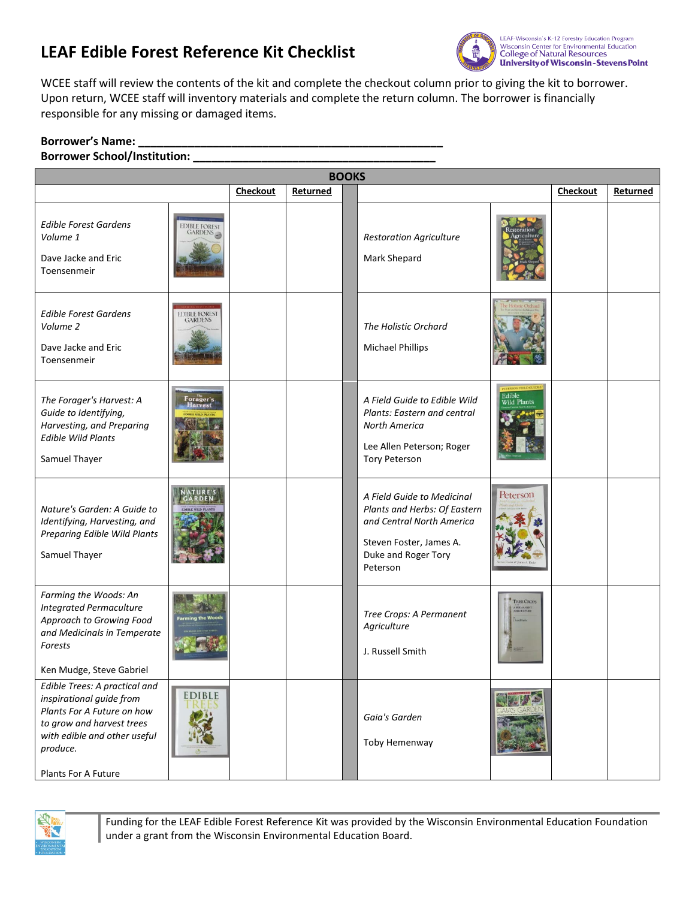# LEAF Edible Forest Reference Kit Checklist

LEAF-Wisconsin's K-12 Forestry Education Program
Wisconsin Center for Environmental Education
College of Natural Resources
University of Wisconsin-Stevens Point

WCEE staff will review the contents of the kit and complete the checkout column prior to giving the kit to borrower. Upon return, WCEE staff will inventory materials and complete the return column. The borrower is financially responsible for any missing or damaged items.

**Borrower's Name: ___________________________________________________**
**Borrower School/Institution: _______________________________________**

| **BOOKS** | | | | | | | |
|---|---|---|---|---|---|---|---|
| | | **Checkout** | **Returned** | | | **Checkout** | **Returned** |
| *Edible Forest Gardens Volume 1*<br><br>Dave Jacke and Eric Toensenmeir | | | | *Restoration Agriculture*<br><br>Mark Shepard | | | |
| *Edible Forest Gardens Volume 2*<br><br>Dave Jacke and Eric Toensenmeir | | | | *The Holistic Orchard*<br><br>Michael Phillips | | | |
| *The Forager's Harvest: A Guide to Identifying, Harvesting, and Preparing Edible Wild Plants*<br><br>Samuel Thayer | | | | *A Field Guide to Edible Wild Plants: Eastern and central North America*<br><br>Lee Allen Peterson; Roger Tory Peterson | | | |
| *Nature's Garden: A Guide to Identifying, Harvesting, and Preparing Edible Wild Plants*<br><br>Samuel Thayer | | | | *A Field Guide to Medicinal Plants and Herbs: Of Eastern and Central North America*<br><br>Steven Foster, James A. Duke and Roger Tory Peterson | | | |
| *Farming the Woods: An Integrated Permaculture Approach to Growing Food and Medicinals in Temperate Forests*<br><br>Ken Mudge, Steve Gabriel | | | | *Tree Crops: A Permanent Agriculture*<br><br>J. Russell Smith | | | |
| *Edible Trees: A practical and inspirational guide from Plants For A Future on how to grow and harvest trees with edible and other useful produce.*<br><br>Plants For A Future | | | | *Gaia's Garden*<br><br>Toby Hemenway | | | |

Funding for the LEAF Edible Forest Reference Kit was provided by the Wisconsin Environmental Education Foundation under a grant from the Wisconsin Environmental Education Board.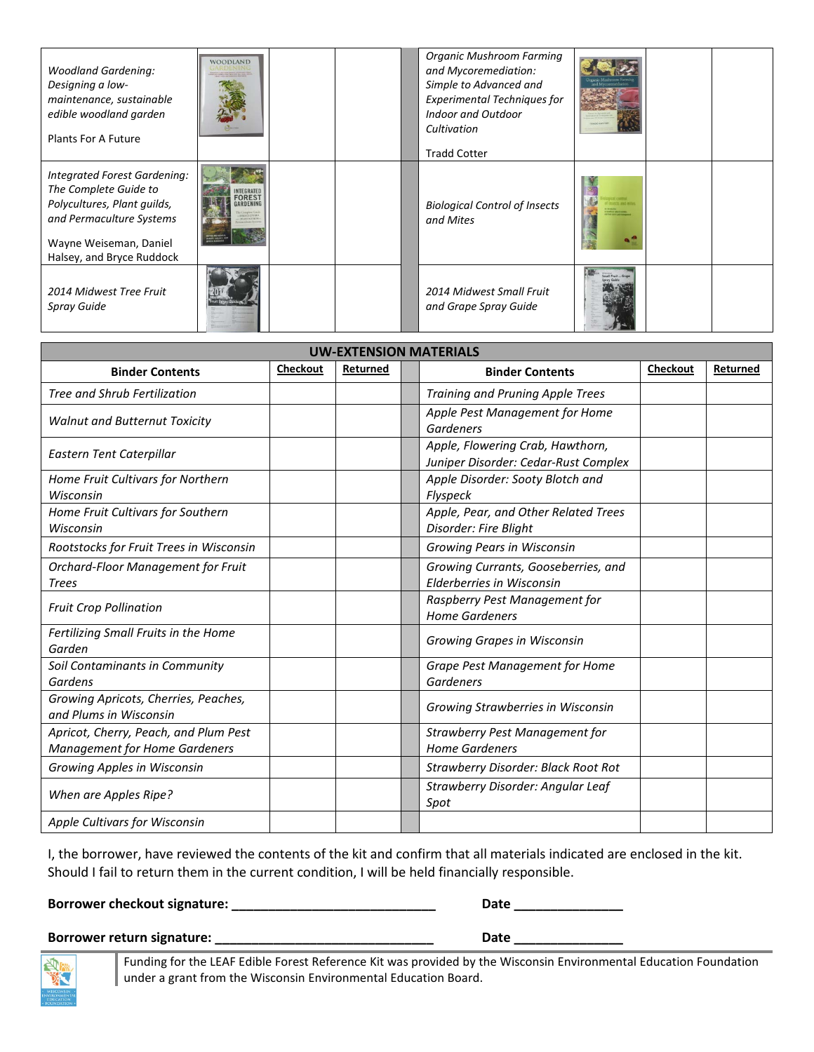| | | | | | | | | |
|---|---|---|---|---|---|---|---|---|
| *Woodland Gardening: Designing a low-maintenance, sustainable edible woodland garden*<br><br>Plants For A Future | | | | | *Organic Mushroom Farming and Mycoremediation: Simple to Advanced and Experimental Techniques for Indoor and Outdoor Cultivation*<br><br>Tradd Cotter | | | |
| *Integrated Forest Gardening: The Complete Guide to Polycultures, Plant guilds, and Permaculture Systems*<br><br>Wayne Weiseman, Daniel Halsey, and Bryce Ruddock | | | | | *Biological Control of Insects and Mites* | | | |
| *2014 Midwest Tree Fruit Spray Guide* | | | | | *2014 Midwest Small Fruit and Grape Spray Guide* | | | |

**UW-EXTENSION MATERIALS**

| Binder Contents | Checkout | Returned | | Binder Contents | Checkout | Returned |
|---|---|---|---|---|---|---|
| *Tree and Shrub Fertilization* | | | | *Training and Pruning Apple Trees* | | |
| *Walnut and Butternut Toxicity* | | | | *Apple Pest Management for Home Gardeners* | | |
| *Eastern Tent Caterpillar* | | | | *Apple, Flowering Crab, Hawthorn, Juniper Disorder: Cedar-Rust Complex* | | |
| *Home Fruit Cultivars for Northern Wisconsin* | | | | *Apple Disorder: Sooty Blotch and Flyspeck* | | |
| *Home Fruit Cultivars for Southern Wisconsin* | | | | *Apple, Pear, and Other Related Trees Disorder: Fire Blight* | | |
| *Rootstocks for Fruit Trees in Wisconsin* | | | | *Growing Pears in Wisconsin* | | |
| *Orchard-Floor Management for Fruit Trees* | | | | *Growing Currants, Gooseberries, and Elderberries in Wisconsin* | | |
| *Fruit Crop Pollination* | | | | *Raspberry Pest Management for Home Gardeners* | | |
| *Fertilizing Small Fruits in the Home Garden* | | | | *Growing Grapes in Wisconsin* | | |
| *Soil Contaminants in Community Gardens* | | | | *Grape Pest Management for Home Gardeners* | | |
| *Growing Apricots, Cherries, Peaches, and Plums in Wisconsin* | | | | *Growing Strawberries in Wisconsin* | | |
| *Apricot, Cherry, Peach, and Plum Pest Management for Home Gardeners* | | | | *Strawberry Pest Management for Home Gardeners* | | |
| *Growing Apples in Wisconsin* | | | | *Strawberry Disorder: Black Root Rot* | | |
| *When are Apples Ripe?* | | | | *Strawberry Disorder: Angular Leaf Spot* | | |
| *Apple Cultivars for Wisconsin* | | | | | | |

I, the borrower, have reviewed the contents of the kit and confirm that all materials indicated are enclosed in the kit. Should I fail to return them in the current condition, I will be held financially responsible.

**Borrower checkout signature:** ____________________________ **Date** _______________

**Borrower return signature:** ______________________________ **Date** _______________

Funding for the LEAF Edible Forest Reference Kit was provided by the Wisconsin Environmental Education Foundation under a grant from the Wisconsin Environmental Education Board.